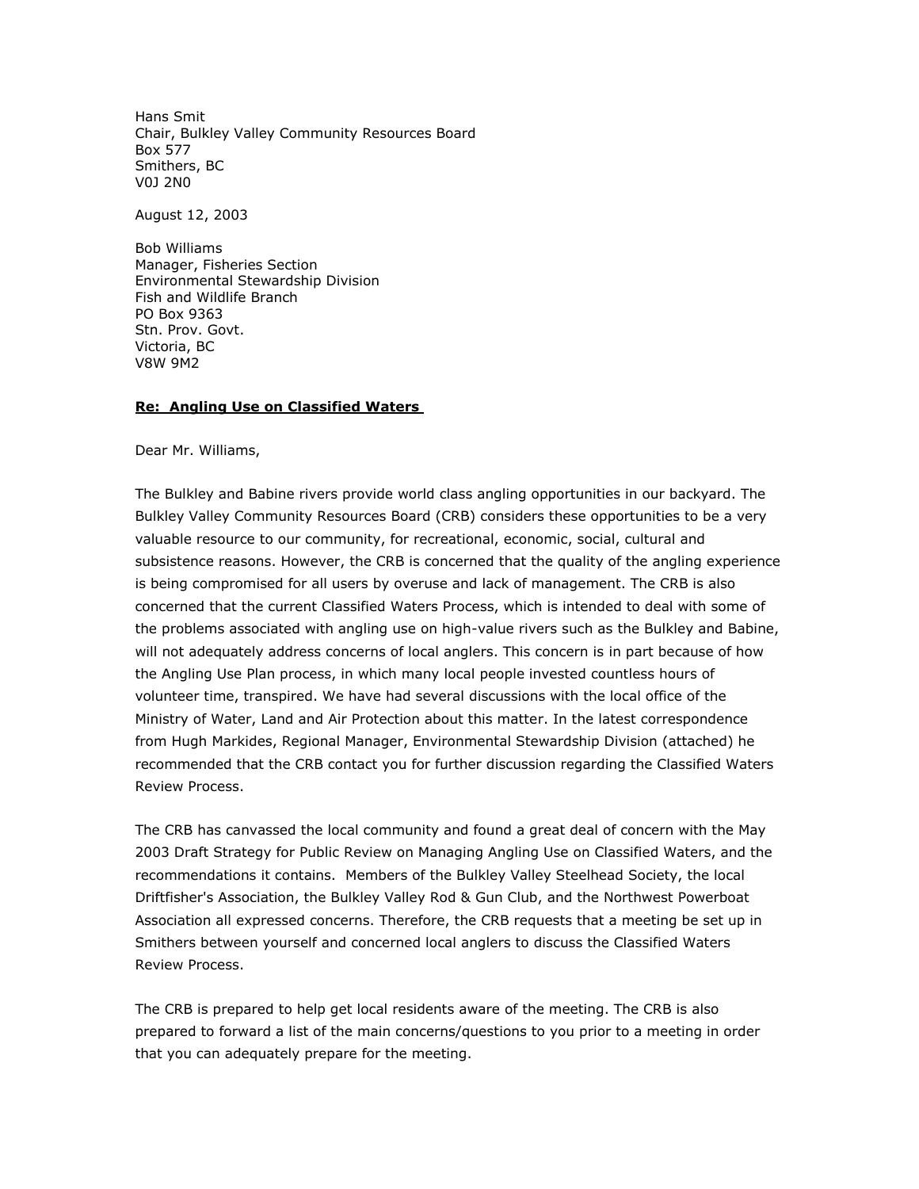Hans Smit
Chair, Bulkley Valley Community Resources Board
Box 577
Smithers, BC
V0J 2N0

August 12, 2003

Bob Williams
Manager, Fisheries Section
Environmental Stewardship Division
Fish and Wildlife Branch
PO Box 9363
Stn. Prov. Govt.
Victoria, BC
V8W 9M2

**Re: Angling Use on Classified Waters**

Dear Mr. Williams,

The Bulkley and Babine rivers provide world class angling opportunities in our backyard. The Bulkley Valley Community Resources Board (CRB) considers these opportunities to be a very valuable resource to our community, for recreational, economic, social, cultural and subsistence reasons. However, the CRB is concerned that the quality of the angling experience is being compromised for all users by overuse and lack of management. The CRB is also concerned that the current Classified Waters Process, which is intended to deal with some of the problems associated with angling use on high-value rivers such as the Bulkley and Babine, will not adequately address concerns of local anglers. This concern is in part because of how the Angling Use Plan process, in which many local people invested countless hours of volunteer time, transpired. We have had several discussions with the local office of the Ministry of Water, Land and Air Protection about this matter. In the latest correspondence from Hugh Markides, Regional Manager, Environmental Stewardship Division (attached) he recommended that the CRB contact you for further discussion regarding the Classified Waters Review Process.

The CRB has canvassed the local community and found a great deal of concern with the May 2003 Draft Strategy for Public Review on Managing Angling Use on Classified Waters, and the recommendations it contains. Members of the Bulkley Valley Steelhead Society, the local Driftfisher's Association, the Bulkley Valley Rod & Gun Club, and the Northwest Powerboat Association all expressed concerns. Therefore, the CRB requests that a meeting be set up in Smithers between yourself and concerned local anglers to discuss the Classified Waters Review Process.

The CRB is prepared to help get local residents aware of the meeting. The CRB is also prepared to forward a list of the main concerns/questions to you prior to a meeting in order that you can adequately prepare for the meeting.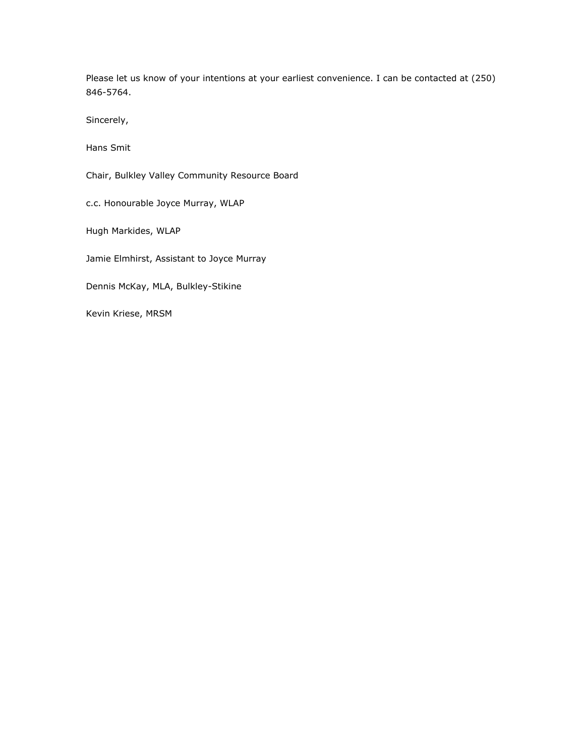Please let us know of your intentions at your earliest convenience. I can be contacted at (250) 846-5764.

Sincerely,

Hans Smit

Chair, Bulkley Valley Community Resource Board

c.c. Honourable Joyce Murray, WLAP

Hugh Markides, WLAP

Jamie Elmhirst, Assistant to Joyce Murray

Dennis McKay, MLA, Bulkley-Stikine

Kevin Kriese, MRSM